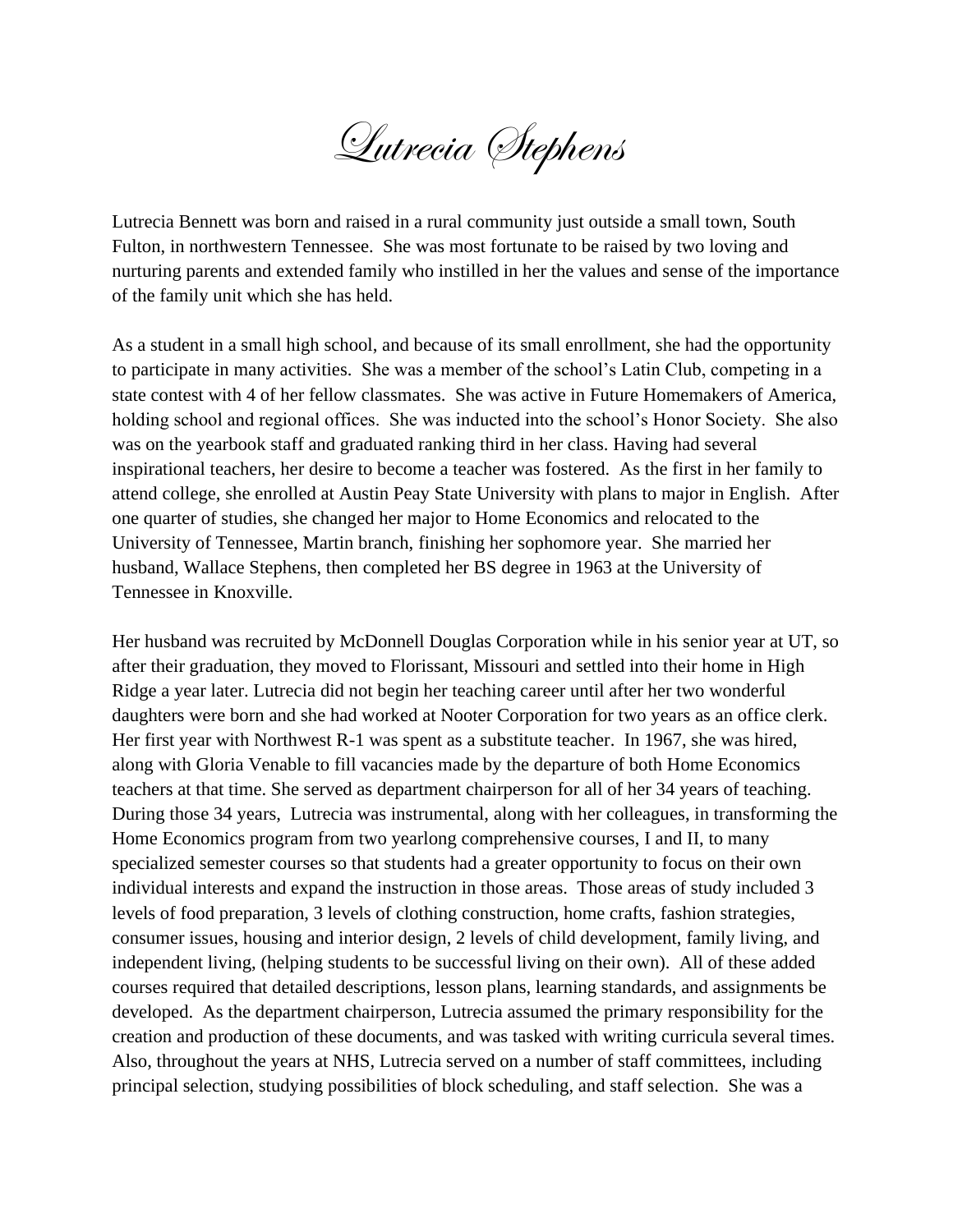# Lutrecia Stephens

Lutrecia Bennett was born and raised in a rural community just outside a small town, South Fulton, in northwestern Tennessee. She was most fortunate to be raised by two loving and nurturing parents and extended family who instilled in her the values and sense of the importance of the family unit which she has held.

As a student in a small high school, and because of its small enrollment, she had the opportunity to participate in many activities. She was a member of the school's Latin Club, competing in a state contest with 4 of her fellow classmates. She was active in Future Homemakers of America, holding school and regional offices. She was inducted into the school's Honor Society. She also was on the yearbook staff and graduated ranking third in her class. Having had several inspirational teachers, her desire to become a teacher was fostered. As the first in her family to attend college, she enrolled at Austin Peay State University with plans to major in English. After one quarter of studies, she changed her major to Home Economics and relocated to the University of Tennessee, Martin branch, finishing her sophomore year. She married her husband, Wallace Stephens, then completed her BS degree in 1963 at the University of Tennessee in Knoxville.

Her husband was recruited by McDonnell Douglas Corporation while in his senior year at UT, so after their graduation, they moved to Florissant, Missouri and settled into their home in High Ridge a year later. Lutrecia did not begin her teaching career until after her two wonderful daughters were born and she had worked at Nooter Corporation for two years as an office clerk. Her first year with Northwest R-1 was spent as a substitute teacher. In 1967, she was hired, along with Gloria Venable to fill vacancies made by the departure of both Home Economics teachers at that time. She served as department chairperson for all of her 34 years of teaching. During those 34 years, Lutrecia was instrumental, along with her colleagues, in transforming the Home Economics program from two yearlong comprehensive courses, I and II, to many specialized semester courses so that students had a greater opportunity to focus on their own individual interests and expand the instruction in those areas. Those areas of study included 3 levels of food preparation, 3 levels of clothing construction, home crafts, fashion strategies, consumer issues, housing and interior design, 2 levels of child development, family living, and independent living, (helping students to be successful living on their own). All of these added courses required that detailed descriptions, lesson plans, learning standards, and assignments be developed. As the department chairperson, Lutrecia assumed the primary responsibility for the creation and production of these documents, and was tasked with writing curricula several times. Also, throughout the years at NHS, Lutrecia served on a number of staff committees, including principal selection, studying possibilities of block scheduling, and staff selection. She was a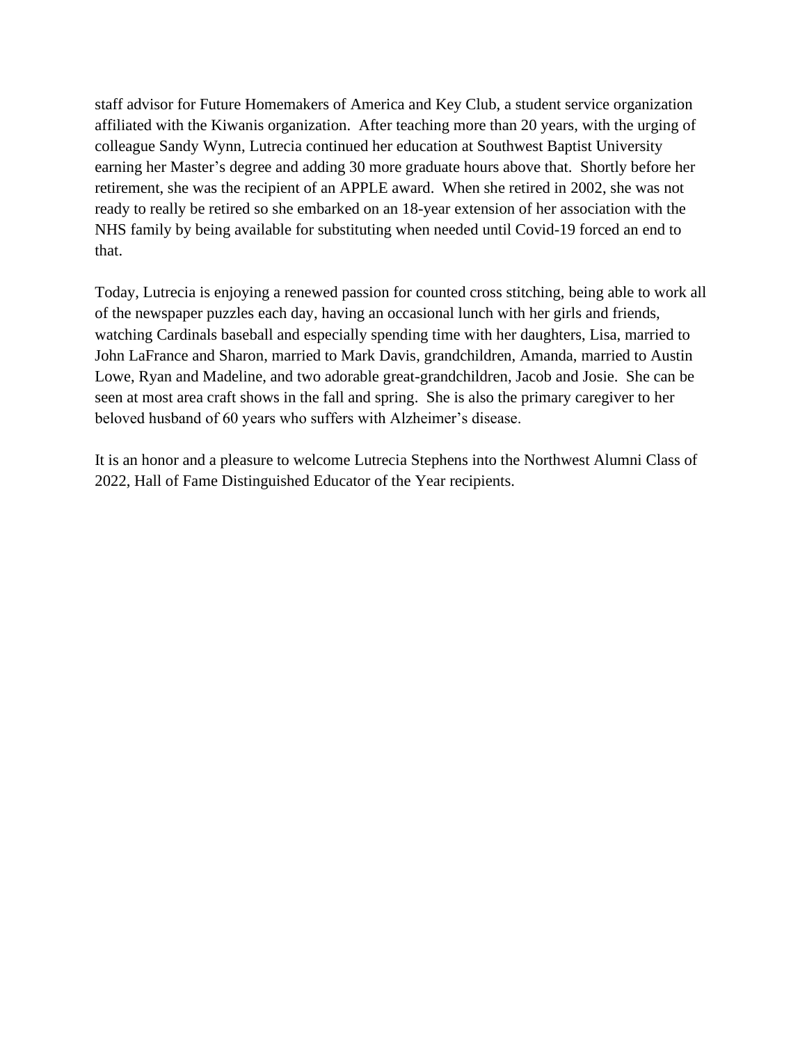staff advisor for Future Homemakers of America and Key Club, a student service organization affiliated with the Kiwanis organization. After teaching more than 20 years, with the urging of colleague Sandy Wynn, Lutrecia continued her education at Southwest Baptist University earning her Master's degree and adding 30 more graduate hours above that. Shortly before her retirement, she was the recipient of an APPLE award. When she retired in 2002, she was not ready to really be retired so she embarked on an 18-year extension of her association with the NHS family by being available for substituting when needed until Covid-19 forced an end to that.

Today, Lutrecia is enjoying a renewed passion for counted cross stitching, being able to work all of the newspaper puzzles each day, having an occasional lunch with her girls and friends, watching Cardinals baseball and especially spending time with her daughters, Lisa, married to John LaFrance and Sharon, married to Mark Davis, grandchildren, Amanda, married to Austin Lowe, Ryan and Madeline, and two adorable great-grandchildren, Jacob and Josie. She can be seen at most area craft shows in the fall and spring. She is also the primary caregiver to her beloved husband of 60 years who suffers with Alzheimer's disease.

It is an honor and a pleasure to welcome Lutrecia Stephens into the Northwest Alumni Class of 2022, Hall of Fame Distinguished Educator of the Year recipients.